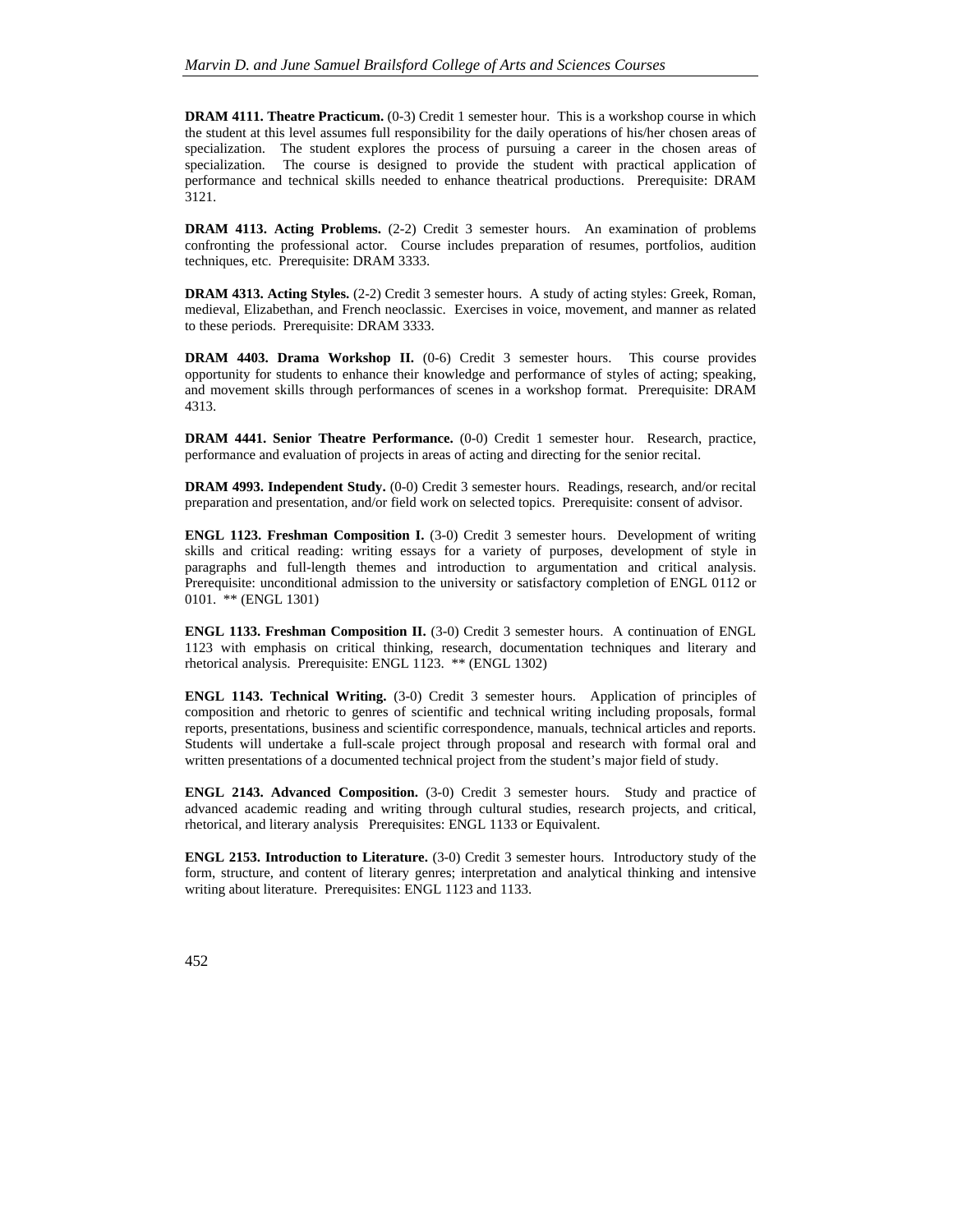**DRAM 4111. Theatre Practicum.** (0-3) Credit 1 semester hour. This is a workshop course in which the student at this level assumes full responsibility for the daily operations of his/her chosen areas of specialization. The student explores the process of pursuing a career in the chosen areas of specialization. The course is designed to provide the student with practical application of performance and technical skills needed to enhance theatrical productions. Prerequisite: DRAM 3121.

**DRAM 4113. Acting Problems.** (2-2) Credit 3 semester hours. An examination of problems confronting the professional actor. Course includes preparation of resumes, portfolios, audition techniques, etc. Prerequisite: DRAM 3333.

**DRAM 4313. Acting Styles.** (2-2) Credit 3 semester hours. A study of acting styles: Greek, Roman, medieval, Elizabethan, and French neoclassic. Exercises in voice, movement, and manner as related to these periods. Prerequisite: DRAM 3333.

**DRAM 4403. Drama Workshop II.** (0-6) Credit 3 semester hours. This course provides opportunity for students to enhance their knowledge and performance of styles of acting; speaking, and movement skills through performances of scenes in a workshop format. Prerequisite: DRAM 4313.

**DRAM 4441. Senior Theatre Performance.** (0-0) Credit 1 semester hour. Research, practice, performance and evaluation of projects in areas of acting and directing for the senior recital.

**DRAM 4993. Independent Study.** (0-0) Credit 3 semester hours. Readings, research, and/or recital preparation and presentation, and/or field work on selected topics. Prerequisite: consent of advisor.

**ENGL 1123. Freshman Composition I.** (3-0) Credit 3 semester hours. Development of writing skills and critical reading: writing essays for a variety of purposes, development of style in paragraphs and full-length themes and introduction to argumentation and critical analysis. Prerequisite: unconditional admission to the university or satisfactory completion of ENGL 0112 or 0101. ** (ENGL 1301)

**ENGL 1133. Freshman Composition II.** (3-0) Credit 3 semester hours. A continuation of ENGL 1123 with emphasis on critical thinking, research, documentation techniques and literary and rhetorical analysis. Prerequisite: ENGL 1123. ** (ENGL 1302)

**ENGL 1143. Technical Writing.** (3-0) Credit 3 semester hours. Application of principles of composition and rhetoric to genres of scientific and technical writing including proposals, formal reports, presentations, business and scientific correspondence, manuals, technical articles and reports. Students will undertake a full-scale project through proposal and research with formal oral and written presentations of a documented technical project from the student's major field of study.

**ENGL 2143. Advanced Composition.** (3-0) Credit 3 semester hours. Study and practice of advanced academic reading and writing through cultural studies, research projects, and critical, rhetorical, and literary analysis Prerequisites: ENGL 1133 or Equivalent.

**ENGL 2153. Introduction to Literature.** (3-0) Credit 3 semester hours. Introductory study of the form, structure, and content of literary genres; interpretation and analytical thinking and intensive writing about literature. Prerequisites: ENGL 1123 and 1133.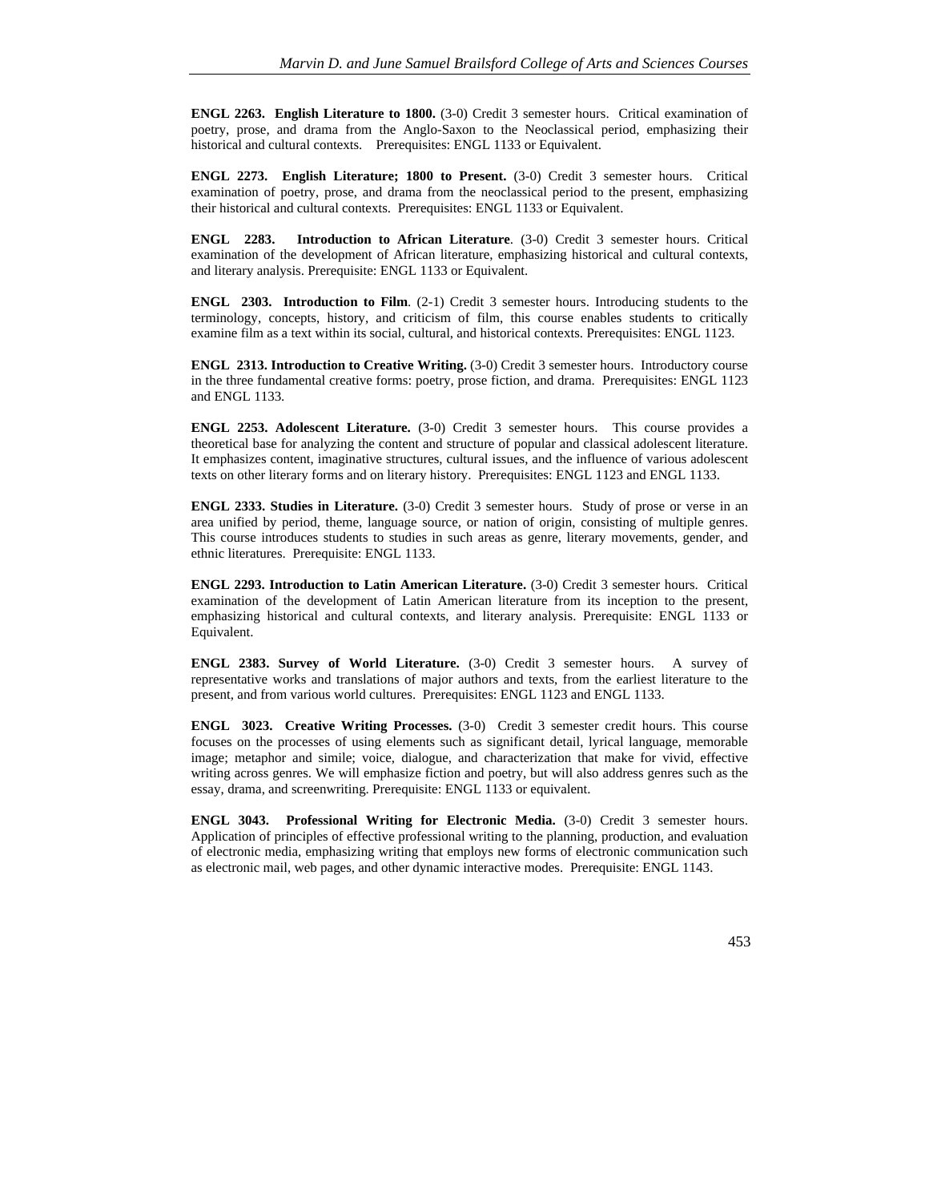**ENGL 2263. English Literature to 1800.** (3-0) Credit 3 semester hours. Critical examination of poetry, prose, and drama from the Anglo-Saxon to the Neoclassical period, emphasizing their historical and cultural contexts. Prerequisites: ENGL 1133 or Equivalent.

**ENGL 2273. English Literature; 1800 to Present.** (3-0) Credit 3 semester hours. Critical examination of poetry, prose, and drama from the neoclassical period to the present, emphasizing their historical and cultural contexts. Prerequisites: ENGL 1133 or Equivalent.

**ENGL 2283. Introduction to African Literature**. (3-0) Credit 3 semester hours. Critical examination of the development of African literature, emphasizing historical and cultural contexts, and literary analysis. Prerequisite: ENGL 1133 or Equivalent.

**ENGL 2303. Introduction to Film**. (2-1) Credit 3 semester hours. Introducing students to the terminology, concepts, history, and criticism of film, this course enables students to critically examine film as a text within its social, cultural, and historical contexts. Prerequisites: ENGL 1123.

**ENGL 2313. Introduction to Creative Writing.** (3-0) Credit 3 semester hours. Introductory course in the three fundamental creative forms: poetry, prose fiction, and drama. Prerequisites: ENGL 1123 and ENGL 1133.

**ENGL 2253. Adolescent Literature.** (3-0) Credit 3 semester hours. This course provides a theoretical base for analyzing the content and structure of popular and classical adolescent literature. It emphasizes content, imaginative structures, cultural issues, and the influence of various adolescent texts on other literary forms and on literary history. Prerequisites: ENGL 1123 and ENGL 1133.

**ENGL 2333. Studies in Literature.** (3-0) Credit 3 semester hours. Study of prose or verse in an area unified by period, theme, language source, or nation of origin, consisting of multiple genres. This course introduces students to studies in such areas as genre, literary movements, gender, and ethnic literatures. Prerequisite: ENGL 1133.

**ENGL 2293. Introduction to Latin American Literature.** (3-0) Credit 3 semester hours. Critical examination of the development of Latin American literature from its inception to the present, emphasizing historical and cultural contexts, and literary analysis. Prerequisite: ENGL 1133 or Equivalent.

**ENGL 2383. Survey of World Literature.** (3-0) Credit 3 semester hours. A survey of representative works and translations of major authors and texts, from the earliest literature to the present, and from various world cultures. Prerequisites: ENGL 1123 and ENGL 1133.

**ENGL 3023. Creative Writing Processes.** (3-0) Credit 3 semester credit hours. This course focuses on the processes of using elements such as significant detail, lyrical language, memorable image; metaphor and simile; voice, dialogue, and characterization that make for vivid, effective writing across genres. We will emphasize fiction and poetry, but will also address genres such as the essay, drama, and screenwriting. Prerequisite: ENGL 1133 or equivalent.

**ENGL 3043. Professional Writing for Electronic Media.** (3-0) Credit 3 semester hours. Application of principles of effective professional writing to the planning, production, and evaluation of electronic media, emphasizing writing that employs new forms of electronic communication such as electronic mail, web pages, and other dynamic interactive modes. Prerequisite: ENGL 1143.